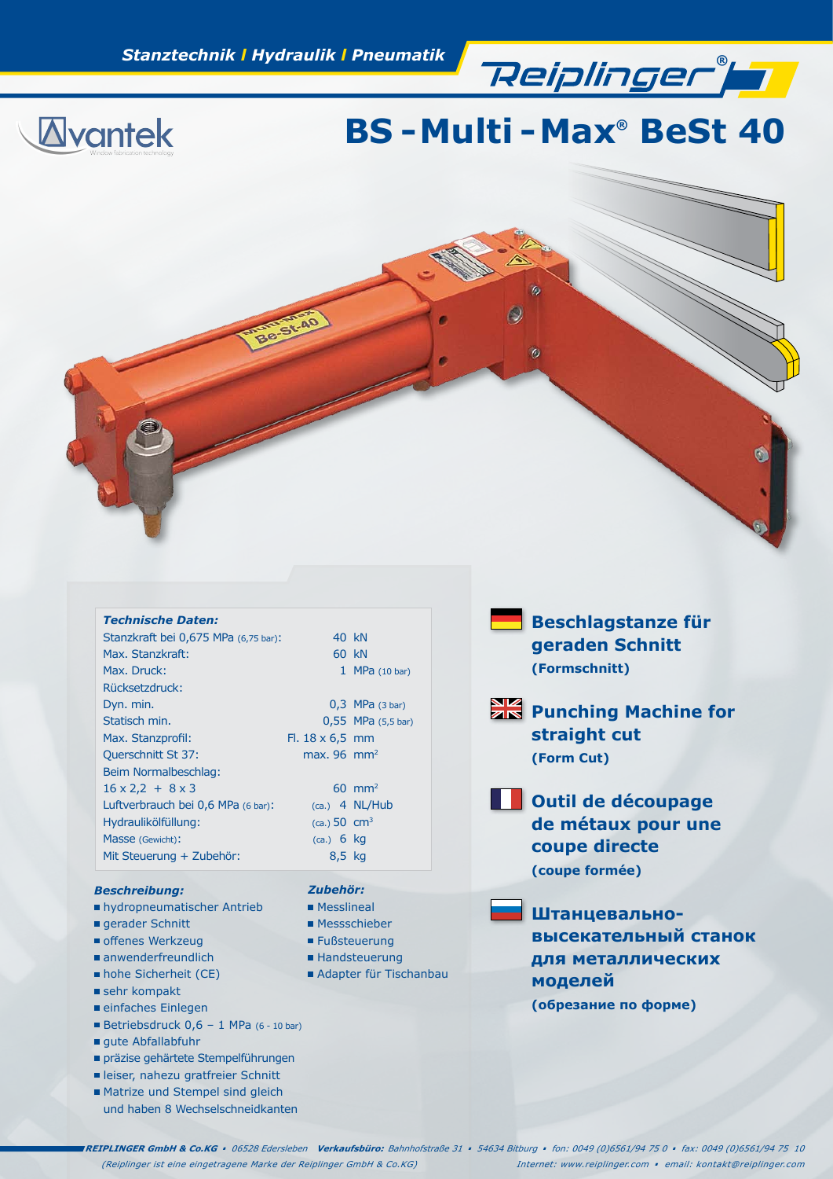Stanztechnik / Hydraulik / Pneumatik

Reiplinger®

Avantek

# BS-Multi-Max® BeSt 40

| Technische Daten: | |
|---|---|
| Stanzkraft bei 0,675 MPa (6,75 bar): | 40 kN |
| Max. Stanzkraft: | 60 kN |
| Max. Druck: | 1 MPa (10 bar) |
| Rücksetzdruck: | |
| Dyn. min. | 0,3 MPa (3 bar) |
| Statisch min. | 0,55 MPa (5,5 bar) |
| Max. Stanzprofil: | Fl. 18 x 6,5 mm |
| Querschnitt St 37: | max. 96 mm² |
| Beim Normalbeschlag: | |
| 16 x 2,2 + 8 x 3 | 60 mm² |
| Luftverbrauch bei 0,6 MPa (6 bar): | (ca.) 4 NL/Hub |
| Hydraulikölfüllung: | (ca.) 50 cm³ |
| Masse (Gewicht): | (ca.) 6 kg |
| Mit Steuerung + Zubehör: | 8,5 kg |

***Beschreibung:***

- hydropneumatischer Antrieb
- gerader Schnitt
- offenes Werkzeug
- anwenderfreundlich
- hohe Sicherheit (CE)
- sehr kompakt
- einfaches Einlegen
- Betriebsdruck 0,6 – 1 MPa (6 - 10 bar)
- gute Abfallabfuhr
- präzise gehärtete Stempelführungen
- leiser, nahezu gratfreier Schnitt
- Matrize und Stempel sind gleich und haben 8 Wechselschneidkanten

***Zubehör:***

- Messlineal
- Messschieber
- Fußsteuerung
- Handsteuerung
- Adapter für Tischanbau

## Beschlagstanze für geraden Schnitt
**(Formschnitt)**

## Punching Machine for straight cut
**(Form Cut)**

## Outil de découpage de métaux pour une coupe directe
**(coupe formée)**

## Штанцевально-высекательный станок для металлических моделей
**(обрезание по форме)**

***REIPLINGER GmbH & Co.KG*** *• 06528 Edersleben* ***Verkaufsbüro:*** *Bahnhofstraße 31 • 54634 Bitburg • fon: 0049 (0)6561/94 75 0 • fax: 0049 (0)6561/94 75 10*
*(Reiplinger ist eine eingetragene Marke der Reiplinger GmbH & Co.KG)* *Internet: www.reiplinger.com • email: kontakt@reiplinger.com*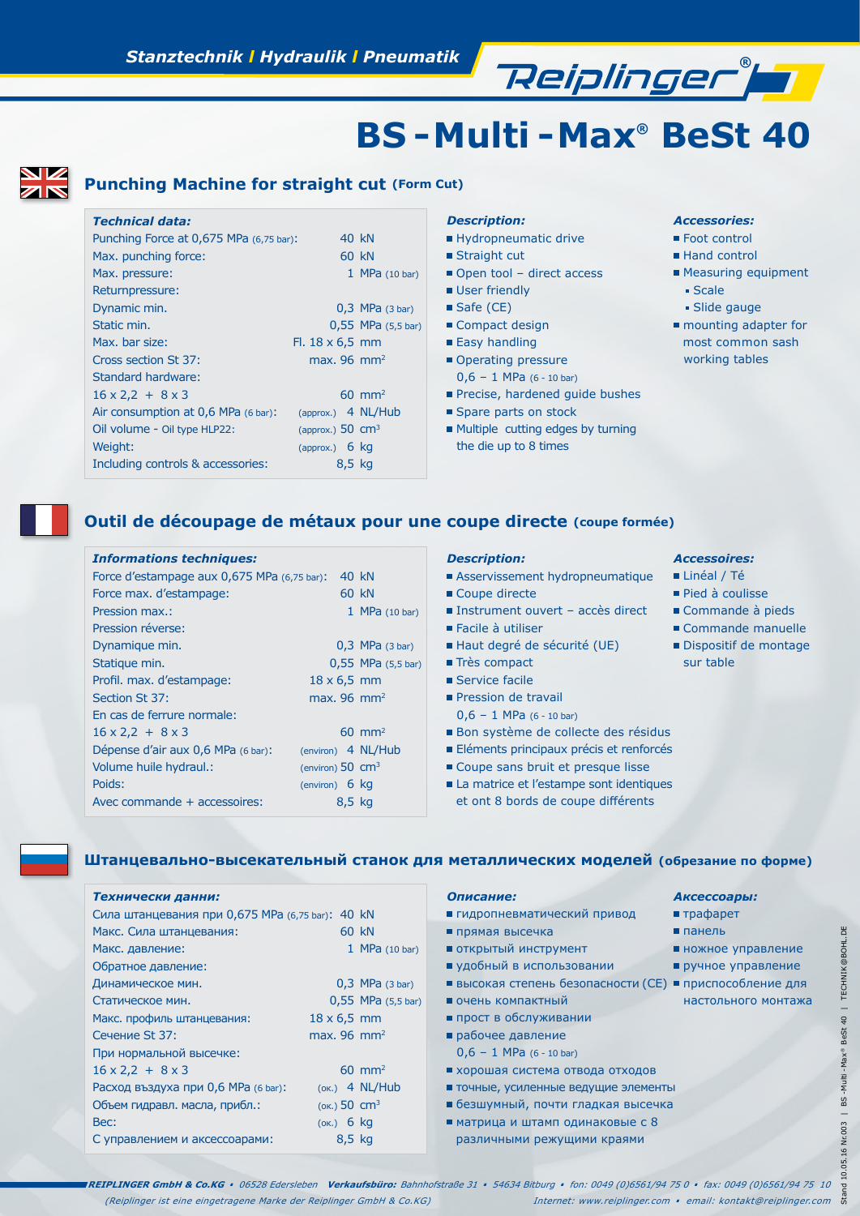Stanztechnik / Hydraulik / Pneumatik

Reiplinger®

# BS-Multi-Max® BeSt 40

## Punching Machine for straight cut (Form Cut)

| *Technical data:* | |
|---|---|
| Punching Force at 0,675 MPa (6,75 bar): | 40 kN |
| Max. punching force: | 60 kN |
| Max. pressure: | 1 MPa (10 bar) |
| Returnpressure: | |
| Dynamic min. | 0,3 MPa (3 bar) |
| Static min. | 0,55 MPa (5,5 bar) |
| Max. bar size: | Fl. 18 x 6,5 mm |
| Cross section St 37: | max. 96 mm² |
| Standard hardware: | |
| 16 x 2,2 + 8 x 3 | 60 mm² |
| Air consumption at 0,6 MPa (6 bar): | (approx.) 4 NL/Hub |
| Oil volume - Oil type HLP22: | (approx.) 50 cm³ |
| Weight: | (approx.) 6 kg |
| Including controls & accessories: | 8,5 kg |

***Description:***

- Hydropneumatic drive
- Straight cut
- Open tool – direct access
- User friendly
- Safe (CE)
- Compact design
- Easy handling
- Operating pressure 0,6 – 1 MPa (6 - 10 bar)
- Precise, hardened guide bushes
- Spare parts on stock
- Multiple cutting edges by turning the die up to 8 times

***Accessories:***

- Foot control
- Hand control
- Measuring equipment
  - Scale
  - Slide gauge
- mounting adapter for most common sash working tables

## Outil de découpage de métaux pour une coupe directe (coupe formée)

| *Informations techniques:* | |
|---|---|
| Force d'estampage aux 0,675 MPa (6,75 bar): | 40 kN |
| Force max. d'estampage: | 60 kN |
| Pression max.: | 1 MPa (10 bar) |
| Pression réverse: | |
| Dynamique min. | 0,3 MPa (3 bar) |
| Statique min. | 0,55 MPa (5,5 bar) |
| Profil. max. d'estampage: | 18 x 6,5 mm |
| Section St 37: | max. 96 mm² |
| En cas de ferrure normale: | |
| 16 x 2,2 + 8 x 3 | 60 mm² |
| Dépense d'air aux 0,6 MPa (6 bar): | (environ) 4 NL/Hub |
| Volume huile hydraul.: | (environ) 50 cm³ |
| Poids: | (environ) 6 kg |
| Avec commande + accessoires: | 8,5 kg |

***Description:***

- Asservissement hydropneumatique
- Coupe directe
- Instrument ouvert – accès direct
- Facile à utiliser
- Haut degré de sécurité (UE)
- Très compact
- Service facile
- Pression de travail 0,6 – 1 MPa (6 - 10 bar)
- Bon système de collecte des résidus
- Eléments principaux précis et renforcés
- Coupe sans bruit et presque lisse
- La matrice et l'estampe sont identiques et ont 8 bords de coupe différents

***Accessoires:***

- Linéal / Té
- Pied à coulisse
- Commande à pieds
- Commande manuelle
- Dispositif de montage sur table

## Штанцевально-высекательный станок для металлических моделей (обрезание по форме)

| *Технически данни:* | |
|---|---|
| Сила штанцевания при 0,675 MPa (6,75 bar): | 40 kN |
| Макс. Сила штанцевания: | 60 kN |
| Макс. давление: | 1 MPa (10 bar) |
| Обратное давление: | |
| Динамическое мин. | 0,3 MPa (3 bar) |
| Статическое мин. | 0,55 MPa (5,5 bar) |
| Макс. профиль штанцевания: | 18 x 6,5 mm |
| Сечение St 37: | max. 96 mm² |
| При нормальной высечке: | |
| 16 x 2,2 + 8 x 3 | 60 mm² |
| Расход въздуха при 0,6 MPa (6 bar): | (ок.) 4 NL/Hub |
| Объем гидравл. масла, прибл.: | (ок.) 50 cm³ |
| Вес: | (ок.) 6 kg |
| С управлением и аксессоарами: | 8,5 kg |

***Описание:***

- гидропневматический привод
- прямая высечка
- открытый инструмент
- удобный в использовании
- высокая степень безопасности (CE)
- очень компактный
- прост в обслуживании
- рабочее давление 0,6 – 1 MPa (6 - 10 bar)
- хорошая система отвода отходов
- точные, усиленные ведущие элементы
- безшумный, почти гладкая высечка
- матрица и штамп одинаковые с 8 различными режущими краями

***Аксессоары:***

- трафарет
- панель
- ножное управление
- ручное управление
- приспособление для настольного монтажа

**REIPLINGER GmbH & Co.KG** • 06528 Edersleben **Verkaufsbüro:** Bahnhofstraße 31 • 54634 Bitburg • fon: 0049 (0)6561/94 75 0 • fax: 0049 (0)6561/94 75 10
(Reiplinger ist eine eingetragene Marke der Reiplinger GmbH & Co.KG) Internet: www.reiplinger.com • email: kontakt@reiplinger.com

Stand 10.05.16 Nr.003 | BS-Multi-Max® BeSt 40 | TECHNIK@BOHL.DE